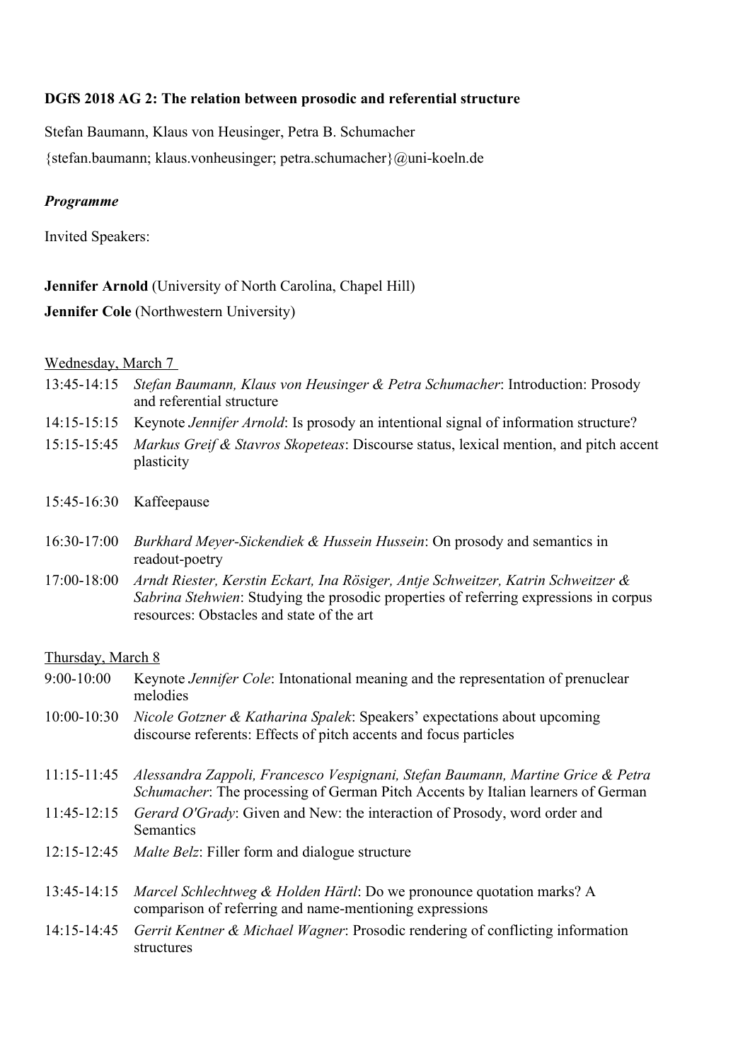**DGfS 2018 AG 2: The relation between prosodic and referential structure**

Stefan Baumann, Klaus von Heusinger, Petra B. Schumacher

{stefan.baumann; klaus.vonheusinger; petra.schumacher}@uni-koeln.de

***Programme***

Invited Speakers:

**Jennifer Arnold** (University of North Carolina, Chapel Hill)

**Jennifer Cole** (Northwestern University)

<u>Wednesday, March 7</u>

13:45-14:15 *Stefan Baumann, Klaus von Heusinger & Petra Schumacher*: Introduction: Prosody and referential structure

14:15-15:15 Keynote *Jennifer Arnold*: Is prosody an intentional signal of information structure?

15:15-15:45 *Markus Greif & Stavros Skopeteas*: Discourse status, lexical mention, and pitch accent plasticity

15:45-16:30 Kaffeepause

16:30-17:00 *Burkhard Meyer-Sickendiek & Hussein Hussein*: On prosody and semantics in readout-poetry

17:00-18:00 *Arndt Riester, Kerstin Eckart, Ina Rösiger, Antje Schweitzer, Katrin Schweitzer & Sabrina Stehwien*: Studying the prosodic properties of referring expressions in corpus resources: Obstacles and state of the art

<u>Thursday, March 8</u>

9:00-10:00 Keynote *Jennifer Cole*: Intonational meaning and the representation of prenuclear melodies

10:00-10:30 *Nicole Gotzner & Katharina Spalek*: Speakers' expectations about upcoming discourse referents: Effects of pitch accents and focus particles

11:15-11:45 *Alessandra Zappoli, Francesco Vespignani, Stefan Baumann, Martine Grice & Petra Schumacher*: The processing of German Pitch Accents by Italian learners of German

11:45-12:15 *Gerard O'Grady*: Given and New: the interaction of Prosody, word order and Semantics

12:15-12:45 *Malte Belz*: Filler form and dialogue structure

13:45-14:15 *Marcel Schlechtweg & Holden Härtl*: Do we pronounce quotation marks? A comparison of referring and name-mentioning expressions

14:15-14:45 *Gerrit Kentner & Michael Wagner*: Prosodic rendering of conflicting information structures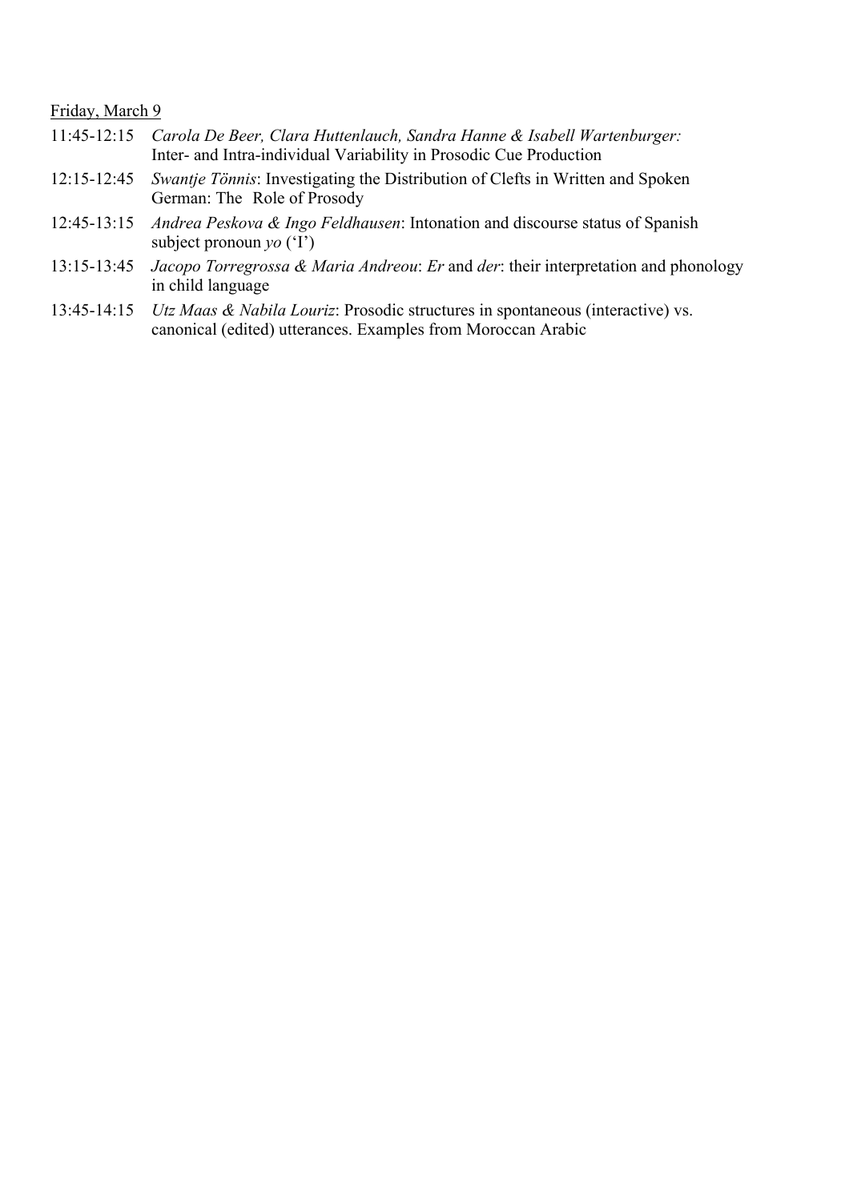Friday, March 9

11:45-12:15 *Carola De Beer, Clara Huttenlauch, Sandra Hanne & Isabell Wartenburger:* Inter- and Intra-individual Variability in Prosodic Cue Production

12:15-12:45 *Swantje Tönnis*: Investigating the Distribution of Clefts in Written and Spoken German: The Role of Prosody

12:45-13:15 *Andrea Peskova & Ingo Feldhausen*: Intonation and discourse status of Spanish subject pronoun *yo* ('I')

13:15-13:45 *Jacopo Torregrossa & Maria Andreou*: *Er* and *der*: their interpretation and phonology in child language

13:45-14:15 *Utz Maas & Nabila Louriz*: Prosodic structures in spontaneous (interactive) vs. canonical (edited) utterances. Examples from Moroccan Arabic